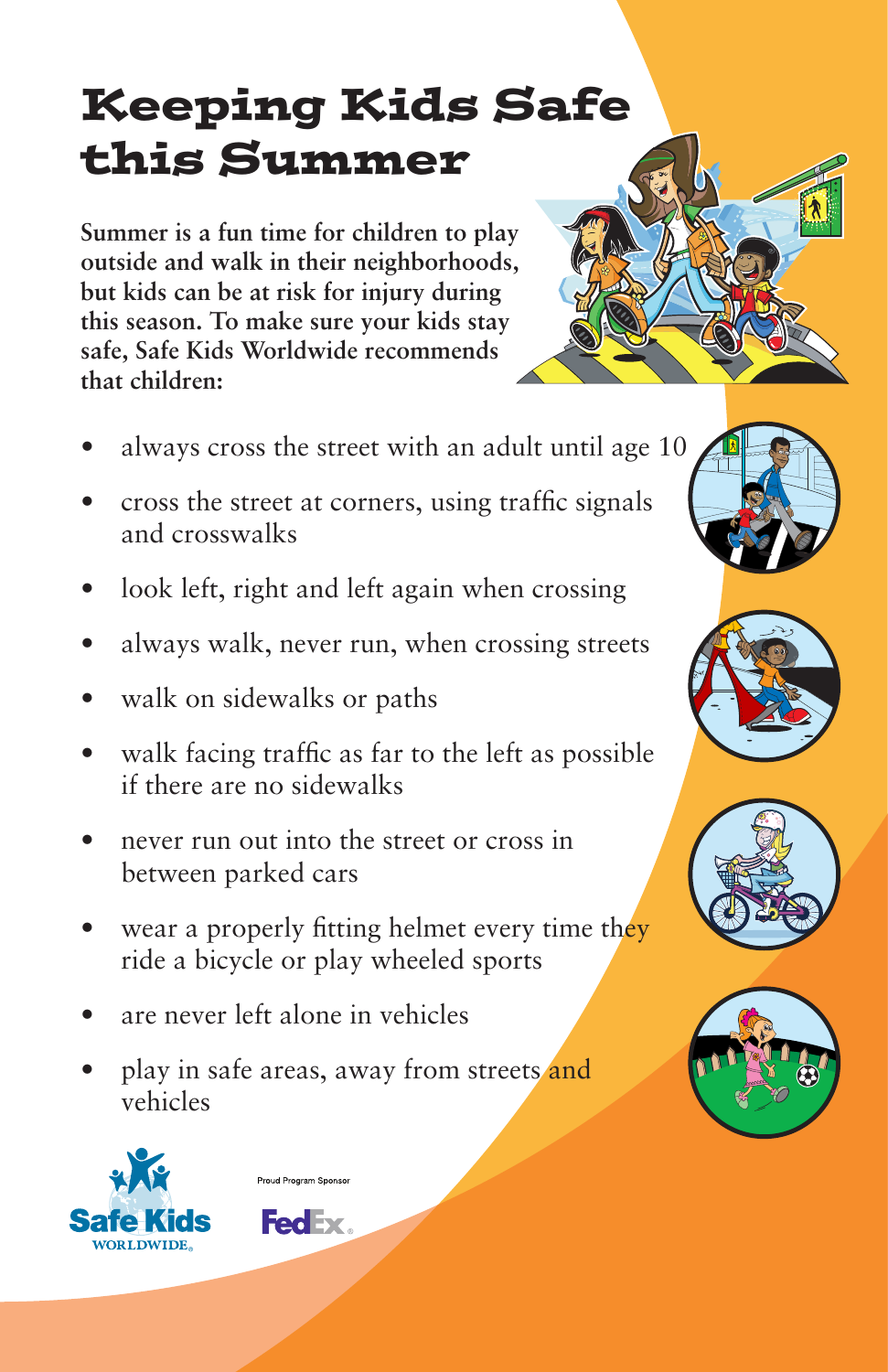# Keeping Kids Safe this Summer

**Summer is a fun time for children to play outside and walk in their neighborhoods, but kids can be at risk for injury during this season. To make sure your kids stay safe, Safe Kids Worldwide recommends that children:**

- always cross the street with an adult until age 10
- cross the street at corners, using traffic signals and crosswalks
- look left, right and left again when crossing
- always walk, never run, when crossing streets
- walk on sidewalks or paths
- walk facing traffic as far to the left as possible if there are no sidewalks
- never run out into the street or cross in between parked cars
- wear a properly fitting helmet every time they ride a bicycle or play wheeled sports
- are never left alone in vehicles
- play in safe areas, away from streets and vehicles

Safe Kids WORLDWIDE

Proud Program Sponsor

FedEx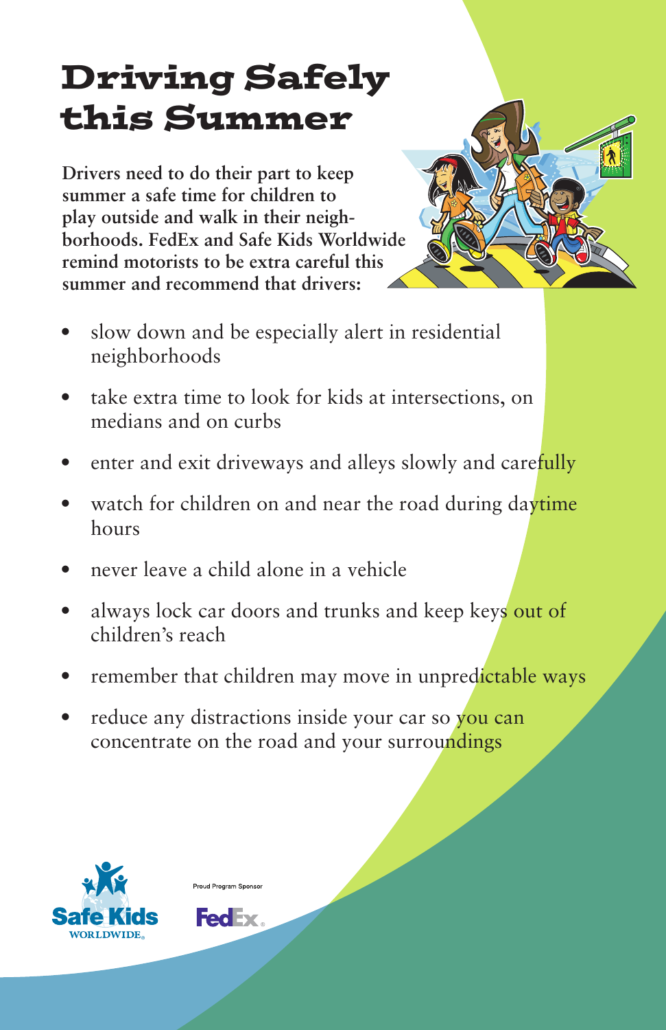# Driving Safely this Summer

**Drivers need to do their part to keep summer a safe time for children to play outside and walk in their neighborhoods. FedEx and Safe Kids Worldwide remind motorists to be extra careful this summer and recommend that drivers:**

- slow down and be especially alert in residential neighborhoods
- take extra time to look for kids at intersections, on medians and on curbs
- enter and exit driveways and alleys slowly and carefully
- watch for children on and near the road during daytime hours
- never leave a child alone in a vehicle
- always lock car doors and trunks and keep keys out of children's reach
- remember that children may move in unpredictable ways
- reduce any distractions inside your car so you can concentrate on the road and your surroundings

Safe Kids WORLDWIDE

Proud Program Sponsor

FedEx